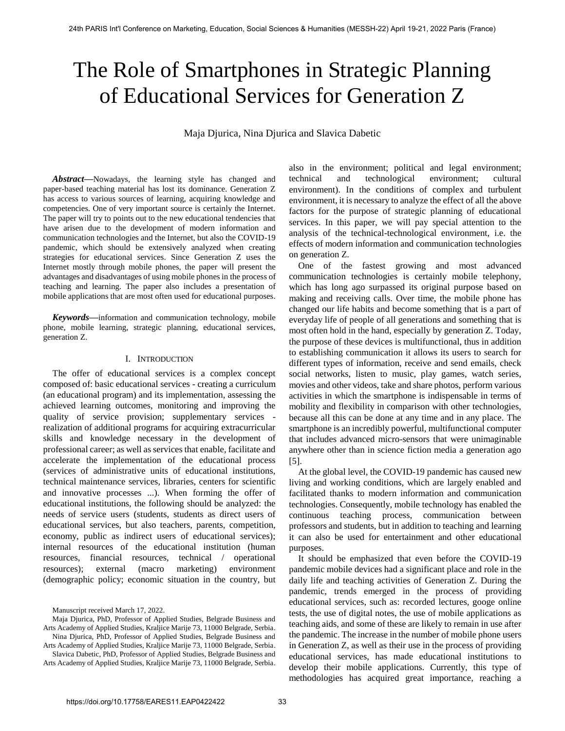# The Role of Smartphones in Strategic Planning of Educational Services for Generation Z

Maja Djurica, Nina Djurica and Slavica Dabetic

***Abstract*****—**Nowadays, the learning style has changed and paper-based teaching material has lost its dominance. Generation Z has access to various sources of learning, acquiring knowledge and competencies. One of very important source is certainly the Internet. The paper will try to points out to the new educational tendencies that have arisen due to the development of modern information and communication technologies and the Internet, but also the COVID-19 pandemic, which should be extensively analyzed when creating strategies for educational services. Since Generation Z uses the Internet mostly through mobile phones, the paper will present the advantages and disadvantages of using mobile phones in the process of teaching and learning. The paper also includes a presentation of mobile applications that are most often used for educational purposes.

***Keywords*****—**information and communication technology, mobile phone, mobile learning, strategic planning, educational services, generation Z.

## I. Introduction

The offer of educational services is a complex concept composed of: basic educational services - creating a curriculum (an educational program) and its implementation, assessing the achieved learning outcomes, monitoring and improving the quality of service provision; supplementary services - realization of additional programs for acquiring extracurricular skills and knowledge necessary in the development of professional career; as well as services that enable, facilitate and accelerate the implementation of the educational process (services of administrative units of educational institutions, technical maintenance services, libraries, centers for scientific and innovative processes ...). When forming the offer of educational institutions, the following should be analyzed: the needs of service users (students, students as direct users of educational services, but also teachers, parents, competition, economy, public as indirect users of educational services); internal resources of the educational institution (human resources, financial resources, technical / operational resources); external (macro marketing) environment (demographic policy; economic situation in the country, but also in the environment; political and legal environment; technical and technological environment; cultural environment). In the conditions of complex and turbulent environment, it is necessary to analyze the effect of all the above factors for the purpose of strategic planning of educational services. In this paper, we will pay special attention to the analysis of the technical-technological environment, i.e. the effects of modern information and communication technologies on generation Z.

One of the fastest growing and most advanced communication technologies is certainly mobile telephony, which has long ago surpassed its original purpose based on making and receiving calls. Over time, the mobile phone has changed our life habits and become something that is a part of everyday life of people of all generations and something that is most often hold in the hand, especially by generation Z. Today, the purpose of these devices is multifunctional, thus in addition to establishing communication it allows its users to search for different types of information, receive and send emails, check social networks, listen to music, play games, watch series, movies and other videos, take and share photos, perform various activities in which the smartphone is indispensable in terms of mobility and flexibility in comparison with other technologies, because all this can be done at any time and in any place. The smartphone is an incredibly powerful, multifunctional computer that includes advanced micro-sensors that were unimaginable anywhere other than in science fiction media a generation ago [5].

At the global level, the COVID-19 pandemic has caused new living and working conditions, which are largely enabled and facilitated thanks to modern information and communication technologies. Consequently, mobile technology has enabled the continuous teaching process, communication between professors and students, but in addition to teaching and learning it can also be used for entertainment and other educational purposes.

It should be emphasized that even before the COVID-19 pandemic mobile devices had a significant place and role in the daily life and teaching activities of Generation Z. During the pandemic, trends emerged in the process of providing educational services, such as: recorded lectures, googe online tests, the use of digital notes, the use of mobile applications as teaching aids, and some of these are likely to remain in use after the pandemic. The increase in the number of mobile phone users in Generation Z, as well as their use in the process of providing educational services, has made educational institutions to develop their mobile applications. Currently, this type of methodologies has acquired great importance, reaching a

Manuscript received March 17, 2022.

Maja Djurica, PhD, Professor of Applied Studies, Belgrade Business and Arts Academy of Applied Studies, Kraljice Marije 73, 11000 Belgrade, Serbia.

Nina Djurica, PhD, Professor of Applied Studies, Belgrade Business and Arts Academy of Applied Studies, Kraljice Marije 73, 11000 Belgrade, Serbia.

Slavica Dabetic, PhD, Professor of Applied Studies, Belgrade Business and Arts Academy of Applied Studies, Kraljice Marije 73, 11000 Belgrade, Serbia.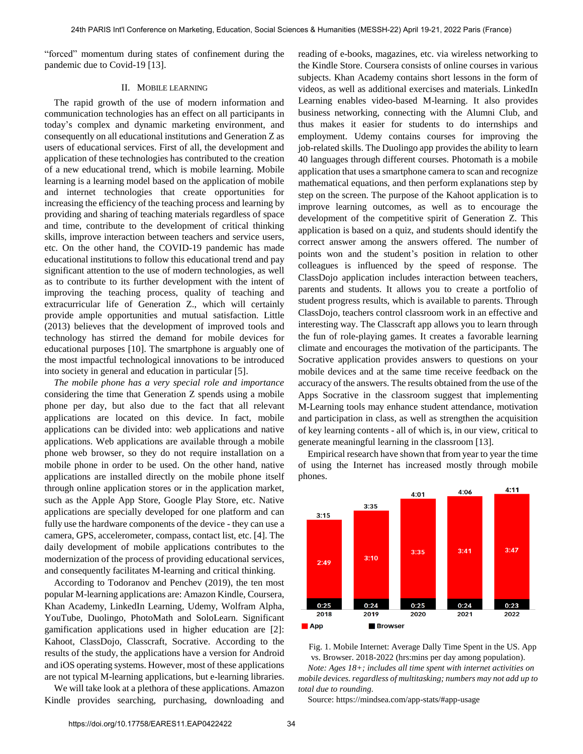"forced" momentum during states of confinement during the pandemic due to Covid-19 [13].

## II. Mobile learning

The rapid growth of the use of modern information and communication technologies has an effect on all participants in today's complex and dynamic marketing environment, and consequently on all educational institutions and Generation Z as users of educational services. First of all, the development and application of these technologies has contributed to the creation of a new educational trend, which is mobile learning. Mobile learning is a learning model based on the application of mobile and internet technologies that create opportunities for increasing the efficiency of the teaching process and learning by providing and sharing of teaching materials regardless of space and time, contribute to the development of critical thinking skills, improve interaction between teachers and service users, etc. On the other hand, the COVID-19 pandemic has made educational institutions to follow this educational trend and pay significant attention to the use of modern technologies, as well as to contribute to its further development with the intent of improving the teaching process, quality of teaching and extracurricular life of Generation Z., which will certainly provide ample opportunities and mutual satisfaction. Little (2013) believes that the development of improved tools and technology has stirred the demand for mobile devices for educational purposes [10]. The smartphone is arguably one of the most impactful technological innovations to be introduced into society in general and education in particular [5].

*The mobile phone has a very special role and importance* considering the time that Generation Z spends using a mobile phone per day, but also due to the fact that all relevant applications are located on this device. In fact, mobile applications can be divided into: web applications and native applications. Web applications are available through a mobile phone web browser, so they do not require installation on a mobile phone in order to be used. On the other hand, native applications are installed directly on the mobile phone itself through online application stores or in the application market, such as the Apple App Store, Google Play Store, etc. Native applications are specially developed for one platform and can fully use the hardware components of the device - they can use a camera, GPS, accelerometer, compass, contact list, etc. [4]. The daily development of mobile applications contributes to the modernization of the process of providing educational services, and consequently facilitates M-learning and critical thinking.

According to Todoranov and Penchev (2019), the ten most popular M-learning applications are: Amazon Kindle, Coursera, Khan Academy, LinkedIn Learning, Udemy, Wolfram Alpha, YouTube, Duolingo, PhotoMath and SoloLearn. Significant gamification applications used in higher education are [2]: Kahoot, ClassDojo, Classcraft, Socrative. According to the results of the study, the applications have a version for Android and iOS operating systems. However, most of these applications are not typical M-learning applications, but e-learning libraries.

We will take look at a plethora of these applications. Amazon Kindle provides searching, purchasing, downloading and reading of e-books, magazines, etc. via wireless networking to the Kindle Store. Coursera consists of online courses in various subjects. Khan Academy contains short lessons in the form of videos, as well as additional exercises and materials. LinkedIn Learning enables video-based M-learning. It also provides business networking, connecting with the Alumni Club, and thus makes it easier for students to do internships and employment. Udemy contains courses for improving the job-related skills. The Duolingo app provides the ability to learn 40 languages through different courses. Photomath is a mobile application that uses a smartphone camera to scan and recognize mathematical equations, and then perform explanations step by step on the screen. The purpose of the Kahoot application is to improve learning outcomes, as well as to encourage the development of the competitive spirit of Generation Z. This application is based on a quiz, and students should identify the correct answer among the answers offered. The number of points won and the student's position in relation to other colleagues is influenced by the speed of response. The ClassDojo application includes interaction between teachers, parents and students. It allows you to create a portfolio of student progress results, which is available to parents. Through ClassDojo, teachers control classroom work in an effective and interesting way. The Classcraft app allows you to learn through the fun of role-playing games. It creates a favorable learning climate and encourages the motivation of the participants. The Socrative application provides answers to questions on your mobile devices and at the same time receive feedback on the accuracy of the answers. The results obtained from the use of the Apps Socrative in the classroom suggest that implementing M-Learning tools may enhance student attendance, motivation and participation in class, as well as strengthen the acquisition of key learning contents - all of which is, in our view, critical to generate meaningful learning in the classroom [13].

Empirical research have shown that from year to year the time of using the Internet has increased mostly through mobile phones.

| | 2018 | 2019 | 2020 | 2021 | 2022 |
|---|---|---|---|---|---|
| App | 2:49 | 3:10 | 3:35 | 3:41 | 3:47 |
| Browser | 0:25 | 0:24 | 0:25 | 0:24 | 0:23 |
| Total | 3:15 | 3:35 | 4:01 | 4:06 | 4:11 |

Fig. 1. Mobile Internet: Average Dally Time Spent in the US. App vs. Browser. 2018-2022 (hrs:mins per day among population).

*Note: Ages 18+; includes all time spent with internet activities on mobile devices. regardless of multitasking; numbers may not add up to total due to rounding.*

Source: https://mindsea.com/app-stats/#app-usage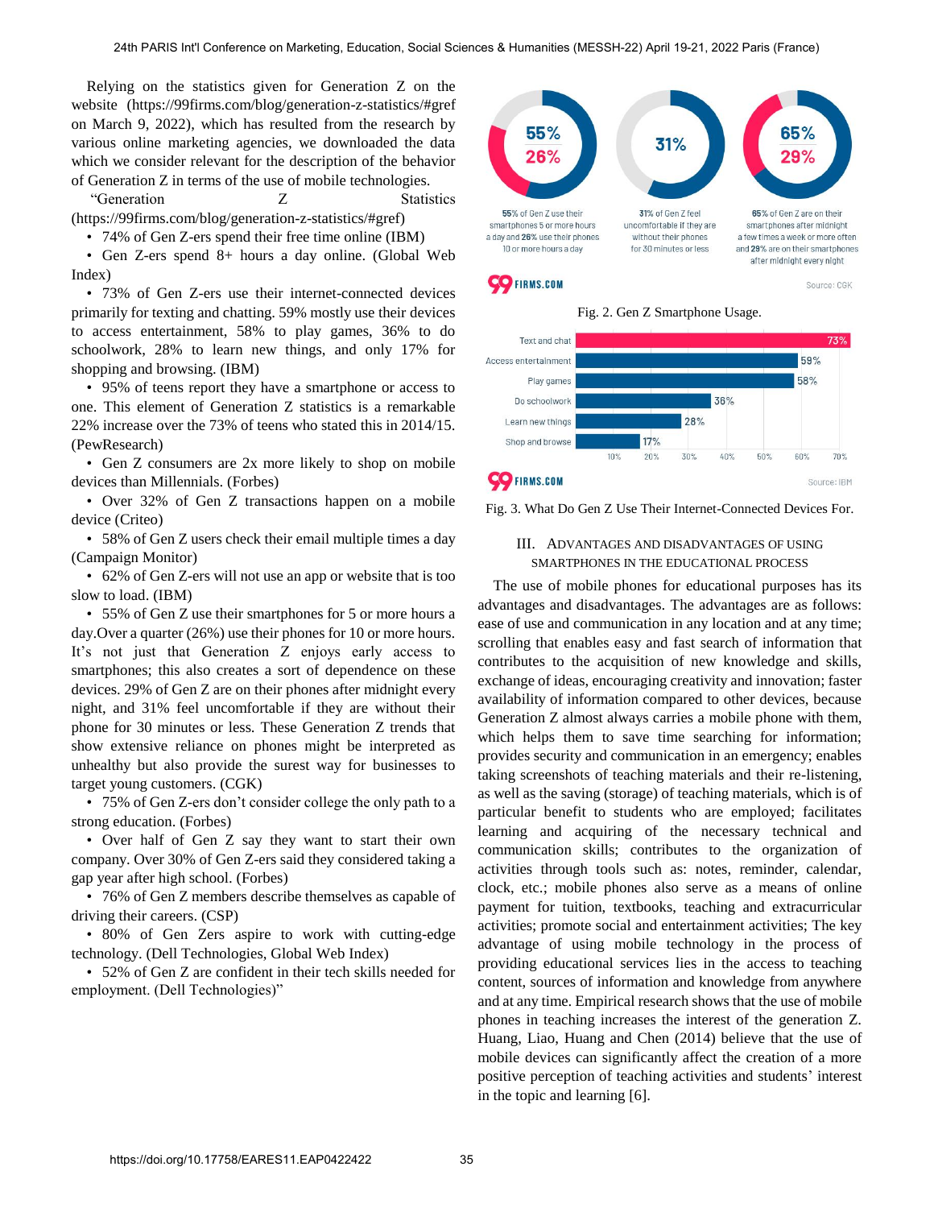Relying on the statistics given for Generation Z on the website (https://99firms.com/blog/generation-z-statistics/#gref on March 9, 2022), which has resulted from the research by various online marketing agencies, we downloaded the data which we consider relevant for the description of the behavior of Generation Z in terms of the use of mobile technologies.

"Generation Z Statistics (https://99firms.com/blog/generation-z-statistics/#gref)

- 74% of Gen Z-ers spend their free time online (IBM)
- Gen Z-ers spend 8+ hours a day online. (Global Web Index)
- 73% of Gen Z-ers use their internet-connected devices primarily for texting and chatting. 59% mostly use their devices to access entertainment, 58% to play games, 36% to do schoolwork, 28% to learn new things, and only 17% for shopping and browsing. (IBM)
- 95% of teens report they have a smartphone or access to one. This element of Generation Z statistics is a remarkable 22% increase over the 73% of teens who stated this in 2014/15. (PewResearch)
- Gen Z consumers are 2x more likely to shop on mobile devices than Millennials. (Forbes)
- Over 32% of Gen Z transactions happen on a mobile device (Criteo)
- 58% of Gen Z users check their email multiple times a day (Campaign Monitor)
- 62% of Gen Z-ers will not use an app or website that is too slow to load. (IBM)
- 55% of Gen Z use their smartphones for 5 or more hours a day.Over a quarter (26%) use their phones for 10 or more hours. It's not just that Generation Z enjoys early access to smartphones; this also creates a sort of dependence on these devices. 29% of Gen Z are on their phones after midnight every night, and 31% feel uncomfortable if they are without their phone for 30 minutes or less. These Generation Z trends that show extensive reliance on phones might be interpreted as unhealthy but also provide the surest way for businesses to target young customers. (CGK)
- 75% of Gen Z-ers don't consider college the only path to a strong education. (Forbes)
- Over half of Gen Z say they want to start their own company. Over 30% of Gen Z-ers said they considered taking a gap year after high school. (Forbes)
- 76% of Gen Z members describe themselves as capable of driving their careers. (CSP)
- 80% of Gen Zers aspire to work with cutting-edge technology. (Dell Technologies, Global Web Index)
- 52% of Gen Z are confident in their tech skills needed for employment. (Dell Technologies)"

Fig. 2. Gen Z Smartphone Usage.

Fig. 3. What Do Gen Z Use Their Internet-Connected Devices For.

## III. Advantages and Disadvantages of Using Smartphones in the Educational Process

The use of mobile phones for educational purposes has its advantages and disadvantages. The advantages are as follows: ease of use and communication in any location and at any time; scrolling that enables easy and fast search of information that contributes to the acquisition of new knowledge and skills, exchange of ideas, encouraging creativity and innovation; faster availability of information compared to other devices, because Generation Z almost always carries a mobile phone with them, which helps them to save time searching for information; provides security and communication in an emergency; enables taking screenshots of teaching materials and their re-listening, as well as the saving (storage) of teaching materials, which is of particular benefit to students who are employed; facilitates learning and acquiring of the necessary technical and communication skills; contributes to the organization of activities through tools such as: notes, reminder, calendar, clock, etc.; mobile phones also serve as a means of online payment for tuition, textbooks, teaching and extracurricular activities; promote social and entertainment activities; The key advantage of using mobile technology in the process of providing educational services lies in the access to teaching content, sources of information and knowledge from anywhere and at any time. Empirical research shows that the use of mobile phones in teaching increases the interest of the generation Z. Huang, Liao, Huang and Chen (2014) believe that the use of mobile devices can significantly affect the creation of a more positive perception of teaching activities and students' interest in the topic and learning [6].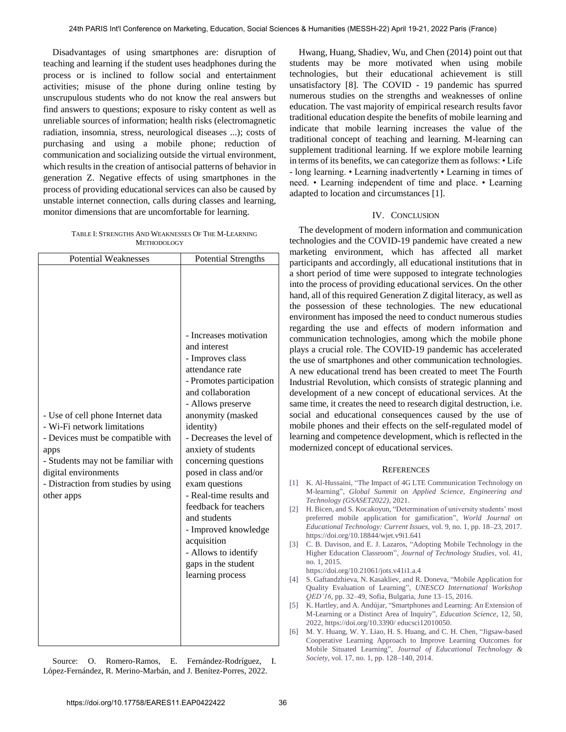Disadvantages of using smartphones are: disruption of teaching and learning if the student uses headphones during the process or is inclined to follow social and entertainment activities; misuse of the phone during online testing by unscrupulous students who do not know the real answers but find answers to questions; exposure to risky content as well as unreliable sources of information; health risks (electromagnetic radiation, insomnia, stress, neurological diseases ...); costs of purchasing and using a mobile phone; reduction of communication and socializing outside the virtual environment, which results in the creation of antisocial patterns of behavior in generation Z. Negative effects of using smartphones in the process of providing educational services can also be caused by unstable internet connection, calls during classes and learning, monitor dimensions that are uncomfortable for learning.

TABLE I: STRENGTHS AND WEAKNESSES OF THE M-LEARNING METHODOLOGY

| Potential Weaknesses | Potential Strengths |
|---|---|
| - Use of cell phone Internet data<br>- Wi-Fi network limitations<br>- Devices must be compatible with apps<br>- Students may not be familiar with digital environments<br>- Distraction from studies by using other apps | - Increases motivation and interest<br>- Improves class attendance rate<br>- Promotes participation and collaboration<br>- Allows preserve anonymity (masked identity)<br>- Decreases the level of anxiety of students concerning questions posed in class and/or exam questions<br>- Real-time results and feedback for teachers and students<br>- Improved knowledge acquisition<br>- Allows to identify gaps in the student learning process |

Source: O. Romero-Ramos, E. Fernández-Rodríguez, I. López-Fernández, R. Merino-Marbán, and J. Benítez-Porres, 2022.

Hwang, Huang, Shadiev, Wu, and Chen (2014) point out that students may be more motivated when using mobile technologies, but their educational achievement is still unsatisfactory [8]. The COVID - 19 pandemic has spurred numerous studies on the strengths and weaknesses of online education. The vast majority of empirical research results favor traditional education despite the benefits of mobile learning and indicate that mobile learning increases the value of the traditional concept of teaching and learning. M-learning can supplement traditional learning. If we explore mobile learning in terms of its benefits, we can categorize them as follows: • Life - long learning. • Learning inadvertently • Learning in times of need. • Learning independent of time and place. • Learning adapted to location and circumstances [1].

## IV. CONCLUSION

The development of modern information and communication technologies and the COVID-19 pandemic have created a new marketing environment, which has affected all market participants and accordingly, all educational institutions that in a short period of time were supposed to integrate technologies into the process of providing educational services. On the other hand, all of this required Generation Z digital literacy, as well as the possession of these technologies. The new educational environment has imposed the need to conduct numerous studies regarding the use and effects of modern information and communication technologies, among which the mobile phone plays a crucial role. The COVID-19 pandemic has accelerated the use of smartphones and other communication technologies. A new educational trend has been created to meet The Fourth Industrial Revolution, which consists of strategic planning and development of a new concept of educational services. At the same time, it creates the need to research digital destruction, i.e. social and educational consequences caused by the use of mobile phones and their effects on the self-regulated model of learning and competence development, which is reflected in the modernized concept of educational services.

## REFERENCES

[1] K. Al-Hussaini, "The Impact of 4G LTE Communication Technology on M-learning", *Global Summit on Applied Science, Engineering and Technology (GSASET2022)*, 2021.

[2] H. Bicen, and S. Kocakoyun, "Determination of university students' most preferred mobile application for gamification", *World Journal on Educational Technology: Current Issues*, vol. 9, no. 1, pp. 18–23, 2017. https://doi.org/10.18844/wjet.v9i1.641

[3] C. B. Davison, and E. J. Lazaros, "Adopting Mobile Technology in the Higher Education Classroom", *Journal of Technology Studies*, vol. 41, no. 1, 2015. https://doi.org/10.21061/jots.v41i1.a.4

[4] S. Gaftandzhieva, N. Kasakliev, and R. Doneva, "Mobile Application for Quality Evaluation of Learning", *UNESCO International Workshop QED'16*, pp. 32–49, Sofia, Bulgaria, June 13–15, 2016.

[5] K. Hartley, and A. Andújar, "Smartphones and Learning: An Extension of M-Learning or a Distinct Area of Inquiry", *Education Science*, 12, 50, 2022, https://doi.org/10.3390/ educsci12010050.

[6] M. Y. Huang, W. Y. Liao, H. S. Huang, and C. H. Chen, "Jigsaw-based Cooperative Learning Approach to Improve Learning Outcomes for Mobile Situated Learning", *Journal of Educational Technology & Society*, vol. 17, no. 1, pp. 128–140, 2014.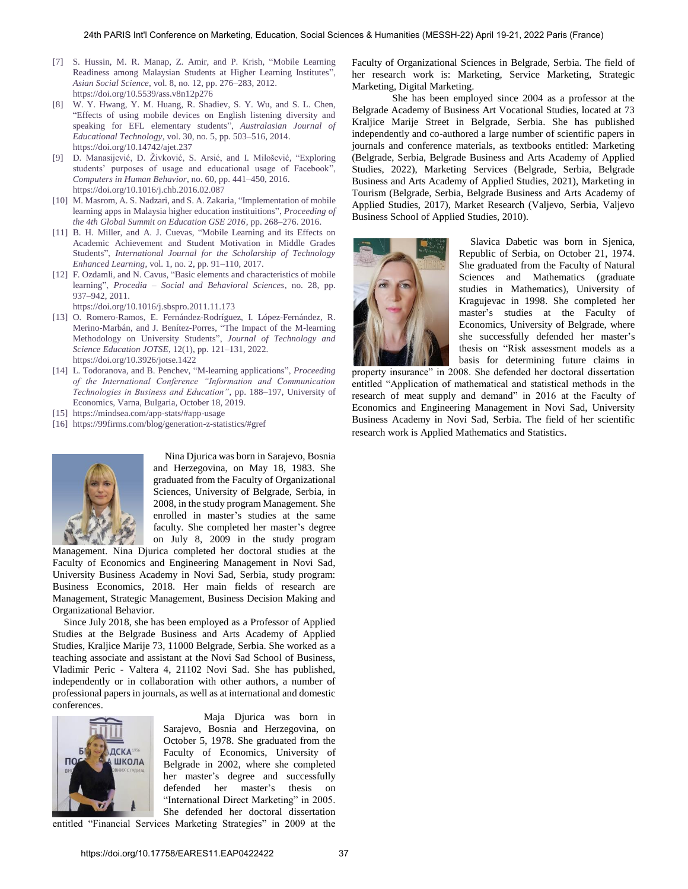[7] S. Hussin, M. R. Manap, Z. Amir, and P. Krish, "Mobile Learning Readiness among Malaysian Students at Higher Learning Institutes", *Asian Social Science*, vol. 8, no. 12, pp. 276–283, 2012. https://doi.org/10.5539/ass.v8n12p276

[8] W. Y. Hwang, Y. M. Huang, R. Shadiev, S. Y. Wu, and S. L. Chen, "Effects of using mobile devices on English listening diversity and speaking for EFL elementary students", *Australasian Journal of Educational Technology*, vol. 30, no. 5, pp. 503–516, 2014. https://doi.org/10.14742/ajet.237

[9] D. Manasijević, D. Živković, S. Arsić, and I. Milošević, "Exploring students' purposes of usage and educational usage of Facebook", *Computers in Human Behavior*, no. 60, pp. 441–450, 2016. https://doi.org/10.1016/j.chb.2016.02.087

[10] M. Masrom, A. S. Nadzari, and S. A. Zakaria, "Implementation of mobile learning apps in Malaysia higher education instituitions", *Proceeding of the 4th Global Summit on Education GSE 2016*, pp. 268–276. 2016.

[11] B. H. Miller, and A. J. Cuevas, "Mobile Learning and its Effects on Academic Achievement and Student Motivation in Middle Grades Students", *International Journal for the Scholarship of Technology Enhanced Learning*, vol. 1, no. 2, pp. 91–110, 2017.

[12] F. Ozdamli, and N. Cavus, "Basic elements and characteristics of mobile learning", *Procedia – Social and Behavioral Sciences*, no. 28, pp. 937–942, 2011. https://doi.org/10.1016/j.sbspro.2011.11.173

[13] O. Romero-Ramos, E. Fernández-Rodríguez, I. López-Fernández, R. Merino-Marbán, and J. Benítez-Porres, "The Impact of the M-learning Methodology on University Students", *Journal of Technology and Science Education JOTSE*, 12(1), pp. 121–131, 2022. https://doi.org/10.3926/jotse.1422

[14] L. Todoranova, and B. Penchev, "M-learning applications", *Proceeding of the International Conference "Information and Communication Technologies in Business and Education"*, pp. 188–197, University of Economics, Varna, Bulgaria, October 18, 2019.

[15] https://mindsea.com/app-stats/#app-usage

[16] https://99firms.com/blog/generation-z-statistics/#gref

Nina Djurica was born in Sarajevo, Bosnia and Herzegovina, on May 18, 1983. She graduated from the Faculty of Organizational Sciences, University of Belgrade, Serbia, in 2008, in the study program Management. She enrolled in master's studies at the same faculty. She completed her master's degree on July 8, 2009 in the study program Management. Nina Djurica completed her doctoral studies at the Faculty of Economics and Engineering Management in Novi Sad, University Business Academy in Novi Sad, Serbia, study program: Business Economics, 2018. Her main fields of research are Management, Strategic Management, Business Decision Making and Organizational Behavior.

Since July 2018, she has been employed as a Professor of Applied Studies at the Belgrade Business and Arts Academy of Applied Studies, Kraljice Marije 73, 11000 Belgrade, Serbia. She worked as a teaching associate and assistant at the Novi Sad School of Business, Vladimir Peric - Valtera 4, 21102 Novi Sad. She has published, independently or in collaboration with other authors, a number of professional papers in journals, as well as at international and domestic conferences.

Maja Djurica was born in Sarajevo, Bosnia and Herzegovina, on October 5, 1978. She graduated from the Faculty of Economics, University of Belgrade in 2002, where she completed her master's degree and successfully defended her master's thesis on "International Direct Marketing" in 2005. She defended her doctoral dissertation entitled "Financial Services Marketing Strategies" in 2009 at the Faculty of Organizational Sciences in Belgrade, Serbia. The field of her research work is: Marketing, Service Marketing, Strategic Marketing, Digital Marketing.

She has been employed since 2004 as a professor at the Belgrade Academy of Business Art Vocational Studies, located at 73 Kraljice Marije Street in Belgrade, Serbia. She has published independently and co-authored a large number of scientific papers in journals and conference materials, as textbooks entitled: Marketing (Belgrade, Serbia, Belgrade Business and Arts Academy of Applied Studies, 2022), Marketing Services (Belgrade, Serbia, Belgrade Business and Arts Academy of Applied Studies, 2021), Marketing in Tourism (Belgrade, Serbia, Belgrade Business and Arts Academy of Applied Studies, 2017), Market Research (Valjevo, Serbia, Valjevo Business School of Applied Studies, 2010).

Slavica Dabetic was born in Sjenica, Republic of Serbia, on October 21, 1974. She graduated from the Faculty of Natural Sciences and Mathematics (graduate studies in Mathematics), University of Kragujevac in 1998. She completed her master's studies at the Faculty of Economics, University of Belgrade, where she successfully defended her master's thesis on "Risk assessment models as a basis for determining future claims in property insurance" in 2008. She defended her doctoral dissertation entitled "Application of mathematical and statistical methods in the research of meat supply and demand" in 2016 at the Faculty of Economics and Engineering Management in Novi Sad, University Business Academy in Novi Sad, Serbia. The field of her scientific research work is Applied Mathematics and Statistics.